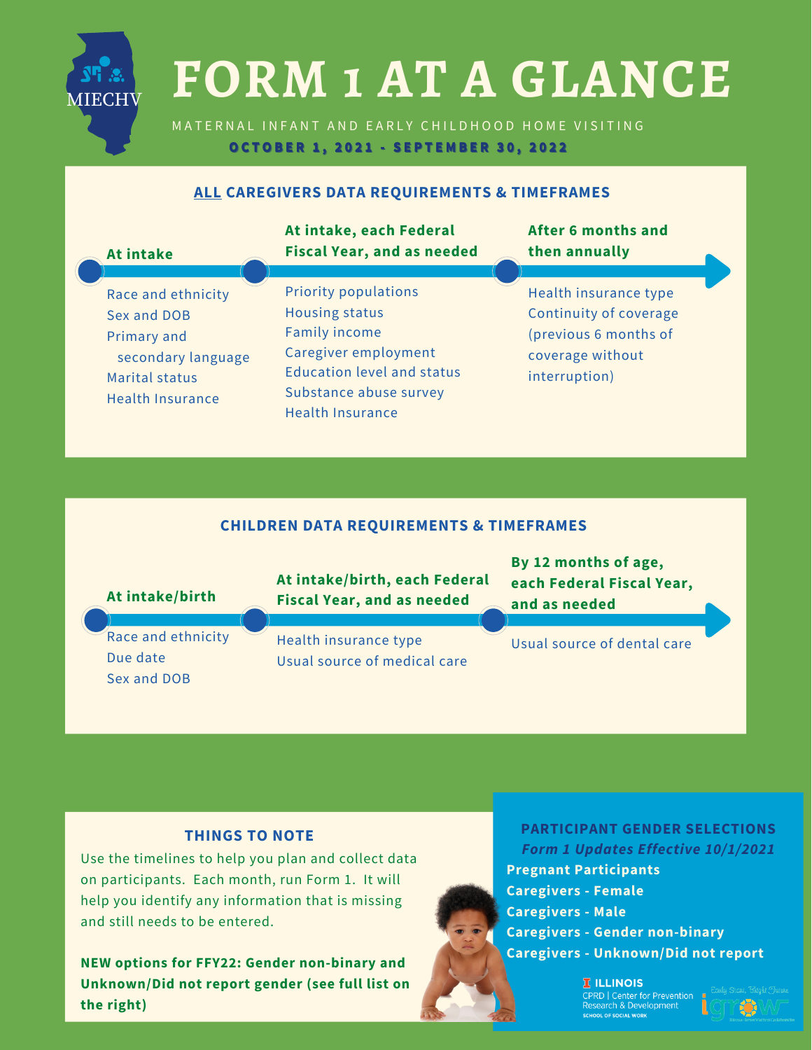# FORM 1 AT A GLANCE

MIECHV

MATERNAL INFANT AND EARLY CHILDHOOD HOME VISITING

**OCTOBER 1, 2021 - SEPTEMBER 30, 2022**

## ALL CAREGIVERS DATA REQUIREMENTS & TIMEFRAMES

**At intake**

- Race and ethnicity
- Sex and DOB
- Primary and secondary language
- Marital status
- Health Insurance

**At intake, each Federal Fiscal Year, and as needed**

- Priority populations
- Housing status
- Family income
- Caregiver employment
- Education level and status
- Substance abuse survey
- Health Insurance

**After 6 months and then annually**

- Health insurance type
- Continuity of coverage (previous 6 months of coverage without interruption)

## CHILDREN DATA REQUIREMENTS & TIMEFRAMES

**At intake/birth**

- Race and ethnicity
- Due date
- Sex and DOB

**At intake/birth, each Federal Fiscal Year, and as needed**

- Health insurance type
- Usual source of medical care

**By 12 months of age, each Federal Fiscal Year, and as needed**

- Usual source of dental care

## THINGS TO NOTE

Use the timelines to help you plan and collect data on participants. Each month, run Form 1. It will help you identify any information that is missing and still needs to be entered.

**NEW options for FFY22: Gender non-binary and Unknown/Did not report gender (see full list on the right)**

## PARTICIPANT GENDER SELECTIONS

***Form 1 Updates Effective 10/1/2021***

**Pregnant Participants**
**Caregivers - Female**
**Caregivers - Male**
**Caregivers - Gender non-binary**
**Caregivers - Unknown/Did not report**

ILLINOIS
CPRD | Center for Prevention Research & Development
SCHOOL OF SOCIAL WORK

Early Start, Bright Future
igrow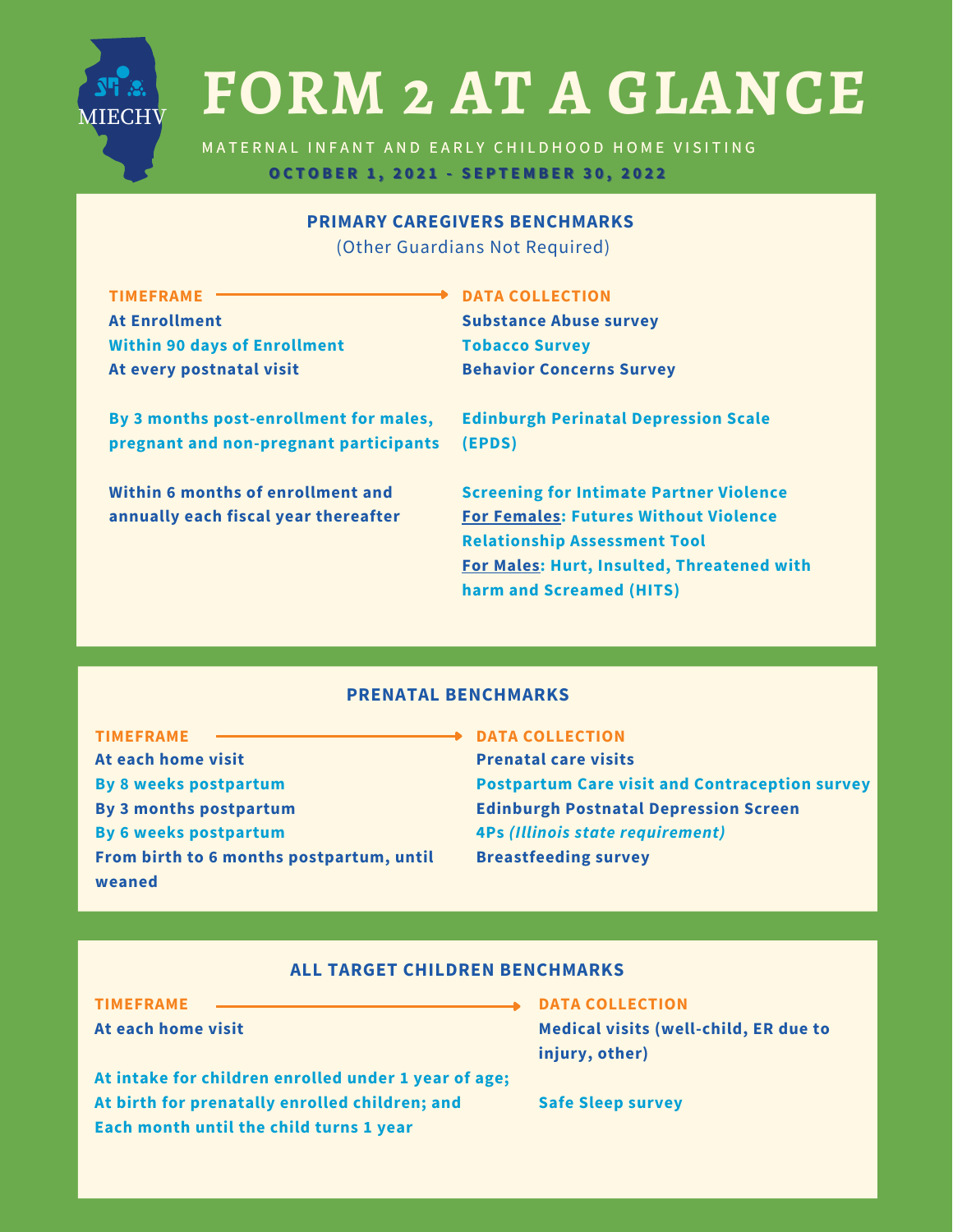# FORM 2 AT A GLANCE

MIECHV

MATERNAL INFANT AND EARLY CHILDHOOD HOME VISITING

**OCTOBER 1, 2021 - SEPTEMBER 30, 2022**

## PRIMARY CAREGIVERS BENCHMARKS

(Other Guardians Not Required)

| TIMEFRAME | DATA COLLECTION |
|---|---|
| At Enrollment | Substance Abuse survey |
| Within 90 days of Enrollment | Tobacco Survey |
| At every postnatal visit | Behavior Concerns Survey |
| By 3 months post-enrollment for males, pregnant and non-pregnant participants | Edinburgh Perinatal Depression Scale (EPDS) |
| Within 6 months of enrollment and annually each fiscal year thereafter | Screening for Intimate Partner Violence<br>For Females: Futures Without Violence Relationship Assessment Tool<br>For Males: Hurt, Insulted, Threatened with harm and Screamed (HITS) |

## PRENATAL BENCHMARKS

| TIMEFRAME | DATA COLLECTION |
|---|---|
| At each home visit | Prenatal care visits |
| By 8 weeks postpartum | Postpartum Care visit and Contraception survey |
| By 3 months postpartum | Edinburgh Postnatal Depression Screen |
| By 6 weeks postpartum | 4Ps *(Illinois state requirement)* |
| From birth to 6 months postpartum, until weaned | Breastfeeding survey |

## ALL TARGET CHILDREN BENCHMARKS

| TIMEFRAME | DATA COLLECTION |
|---|---|
| At each home visit | Medical visits (well-child, ER due to injury, other) |
| At intake for children enrolled under 1 year of age; At birth for prenatally enrolled children; and Each month until the child turns 1 year | Safe Sleep survey |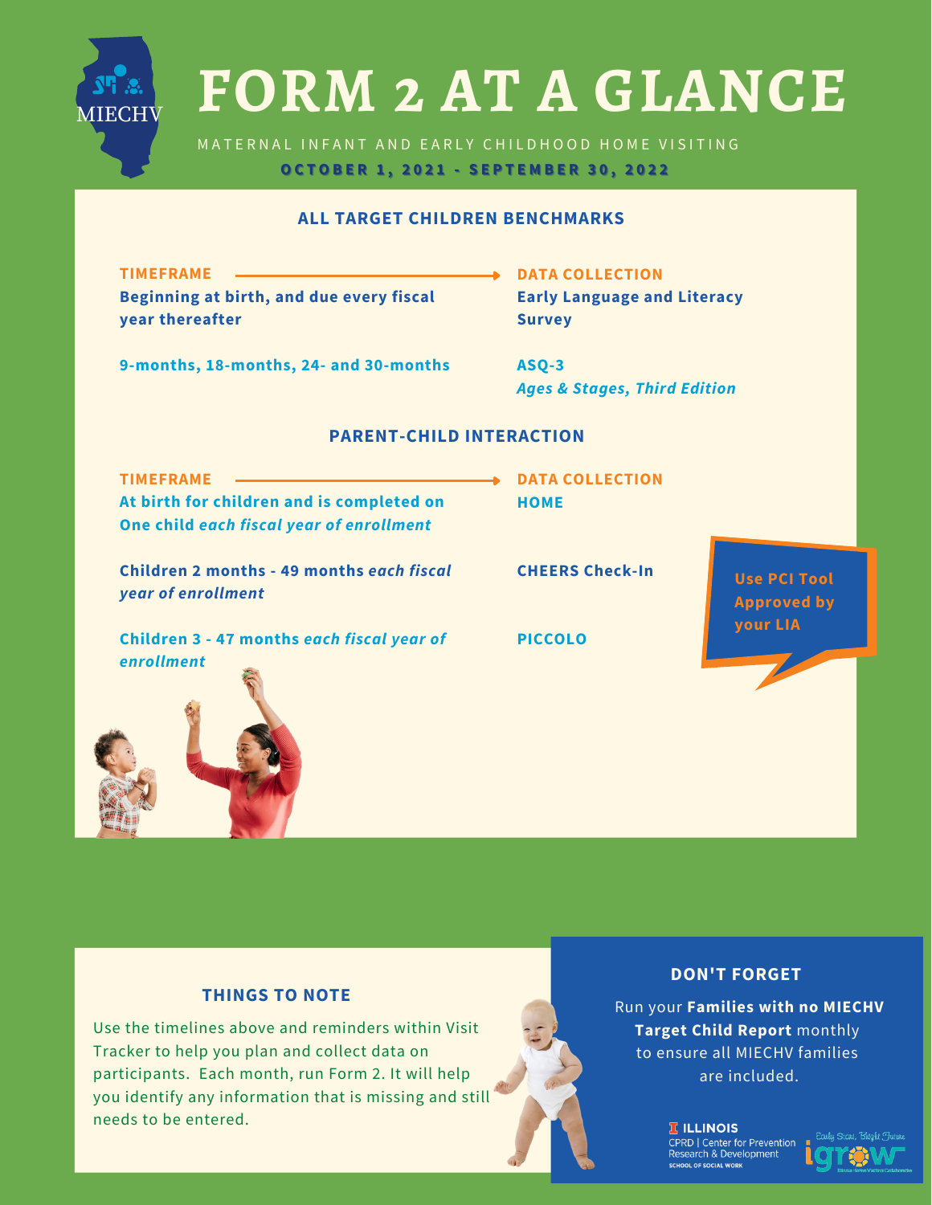# FORM 2 AT A GLANCE

MIECHV

MATERNAL INFANT AND EARLY CHILDHOOD HOME VISITING

**OCTOBER 1, 2021 - SEPTEMBER 30, 2022**

## ALL TARGET CHILDREN BENCHMARKS

| TIMEFRAME | DATA COLLECTION |
|---|---|
| **Beginning at birth, and due every fiscal year thereafter** | **Early Language and Literacy Survey** |
| **9-months, 18-months, 24- and 30-months** | **ASQ-3** *Ages & Stages, Third Edition* |

## PARENT-CHILD INTERACTION

| TIMEFRAME | DATA COLLECTION |
|---|---|
| **At birth for children and is completed on One child** ***each fiscal year of enrollment*** | **HOME** |
| **Children 2 months - 49 months** ***each fiscal year of enrollment*** | **CHEERS Check-In** |
| **Children 3 - 47 months** ***each fiscal year of enrollment*** | **PICCOLO** |

**Use PCI Tool Approved by your LIA**

### THINGS TO NOTE

Use the timelines above and reminders within Visit Tracker to help you plan and collect data on participants. Each month, run Form 2. It will help you identify any information that is missing and still needs to be entered.

### DON'T FORGET

Run your **Families with no MIECHV Target Child Report** monthly to ensure all MIECHV families are included.

ILLINOIS CPRD | Center for Prevention Research & Development SCHOOL OF SOCIAL WORK

Early Start, Bright Future igrow